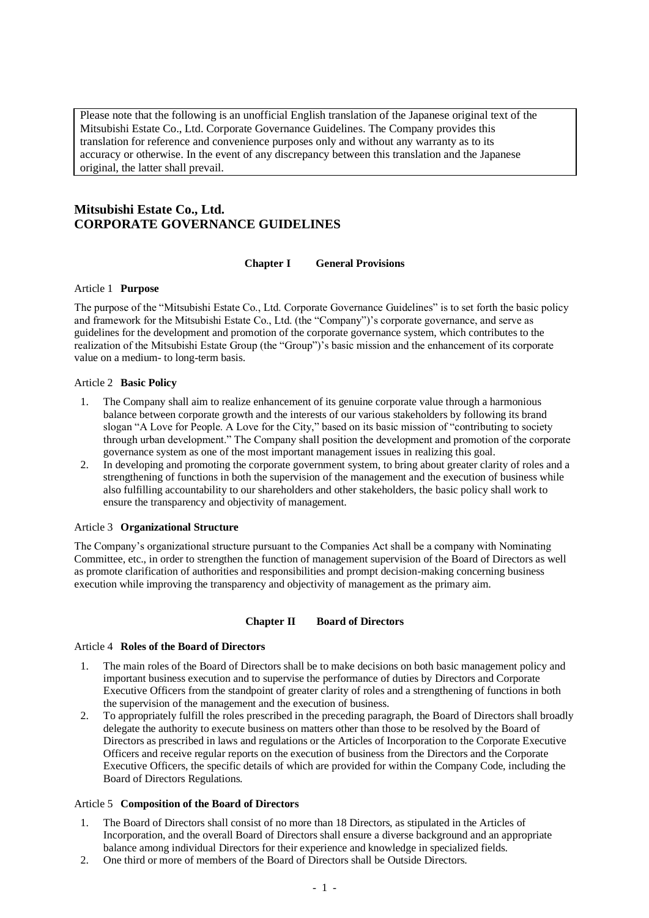Please note that the following is an unofficial English translation of the Japanese original text of the Mitsubishi Estate Co., Ltd. Corporate Governance Guidelines. The Company provides this translation for reference and convenience purposes only and without any warranty as to its accuracy or otherwise. In the event of any discrepancy between this translation and the Japanese original, the latter shall prevail.

# Mitsubishi Estate Co., Ltd.
# CORPORATE GOVERNANCE GUIDELINES

## Chapter I General Provisions

### Article 1 **Purpose**

The purpose of the "Mitsubishi Estate Co., Ltd. Corporate Governance Guidelines" is to set forth the basic policy and framework for the Mitsubishi Estate Co., Ltd. (the "Company")'s corporate governance, and serve as guidelines for the development and promotion of the corporate governance system, which contributes to the realization of the Mitsubishi Estate Group (the "Group")'s basic mission and the enhancement of its corporate value on a medium- to long-term basis.

### Article 2 **Basic Policy**

1. The Company shall aim to realize enhancement of its genuine corporate value through a harmonious balance between corporate growth and the interests of our various stakeholders by following its brand slogan "A Love for People. A Love for the City," based on its basic mission of "contributing to society through urban development." The Company shall position the development and promotion of the corporate governance system as one of the most important management issues in realizing this goal.
2. In developing and promoting the corporate government system, to bring about greater clarity of roles and a strengthening of functions in both the supervision of the management and the execution of business while also fulfilling accountability to our shareholders and other stakeholders, the basic policy shall work to ensure the transparency and objectivity of management.

### Article 3 **Organizational Structure**

The Company's organizational structure pursuant to the Companies Act shall be a company with Nominating Committee, etc., in order to strengthen the function of management supervision of the Board of Directors as well as promote clarification of authorities and responsibilities and prompt decision-making concerning business execution while improving the transparency and objectivity of management as the primary aim.

## Chapter II Board of Directors

### Article 4 **Roles of the Board of Directors**

1. The main roles of the Board of Directors shall be to make decisions on both basic management policy and important business execution and to supervise the performance of duties by Directors and Corporate Executive Officers from the standpoint of greater clarity of roles and a strengthening of functions in both the supervision of the management and the execution of business.
2. To appropriately fulfill the roles prescribed in the preceding paragraph, the Board of Directors shall broadly delegate the authority to execute business on matters other than those to be resolved by the Board of Directors as prescribed in laws and regulations or the Articles of Incorporation to the Corporate Executive Officers and receive regular reports on the execution of business from the Directors and the Corporate Executive Officers, the specific details of which are provided for within the Company Code, including the Board of Directors Regulations.

### Article 5 **Composition of the Board of Directors**

1. The Board of Directors shall consist of no more than 18 Directors, as stipulated in the Articles of Incorporation, and the overall Board of Directors shall ensure a diverse background and an appropriate balance among individual Directors for their experience and knowledge in specialized fields.
2. One third or more of members of the Board of Directors shall be Outside Directors.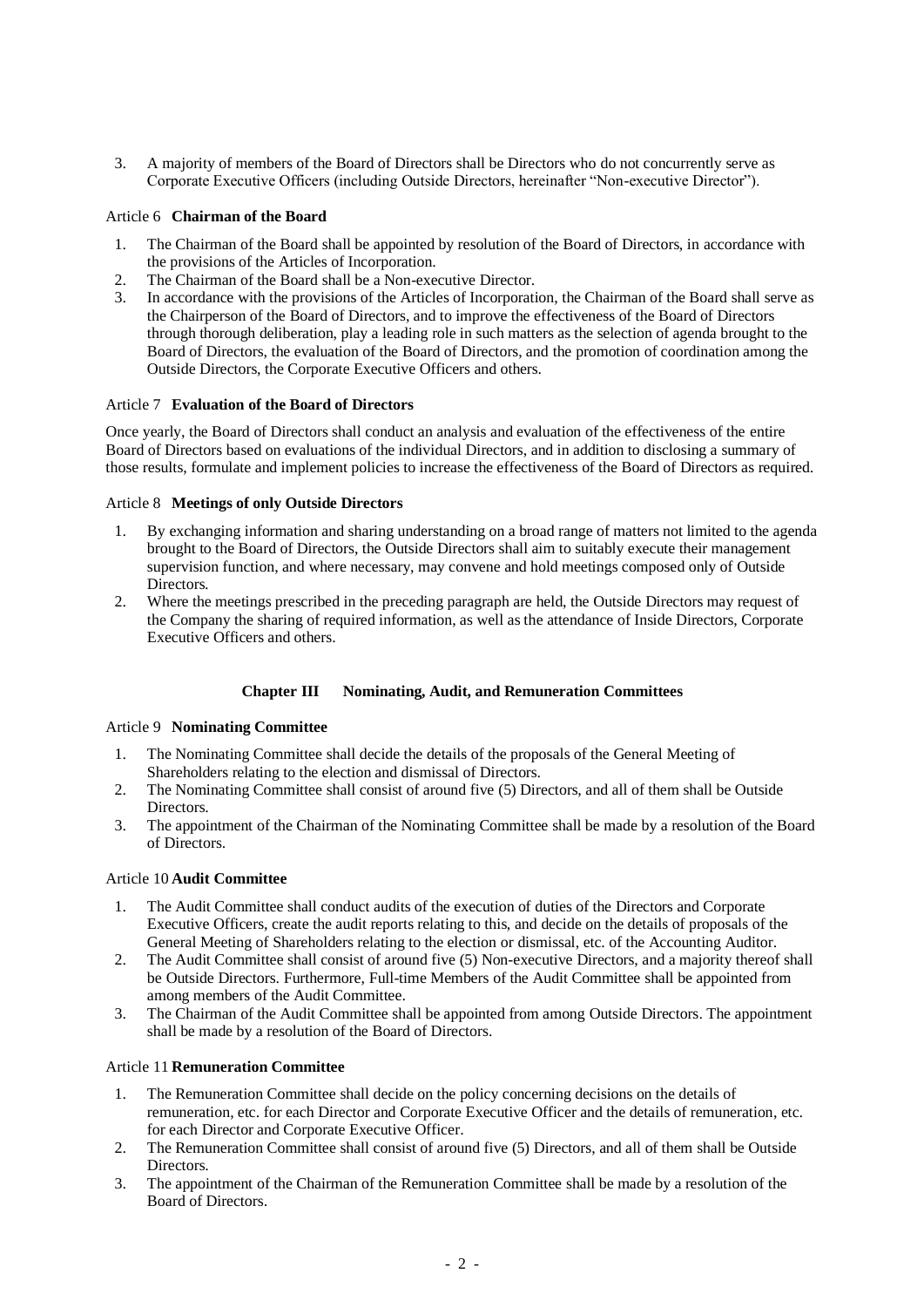3. A majority of members of the Board of Directors shall be Directors who do not concurrently serve as Corporate Executive Officers (including Outside Directors, hereinafter "Non-executive Director").

#### Article 6 **Chairman of the Board**

1. The Chairman of the Board shall be appointed by resolution of the Board of Directors, in accordance with the provisions of the Articles of Incorporation.
2. The Chairman of the Board shall be a Non-executive Director.
3. In accordance with the provisions of the Articles of Incorporation, the Chairman of the Board shall serve as the Chairperson of the Board of Directors, and to improve the effectiveness of the Board of Directors through thorough deliberation, play a leading role in such matters as the selection of agenda brought to the Board of Directors, the evaluation of the Board of Directors, and the promotion of coordination among the Outside Directors, the Corporate Executive Officers and others.

#### Article 7 **Evaluation of the Board of Directors**

Once yearly, the Board of Directors shall conduct an analysis and evaluation of the effectiveness of the entire Board of Directors based on evaluations of the individual Directors, and in addition to disclosing a summary of those results, formulate and implement policies to increase the effectiveness of the Board of Directors as required.

#### Article 8 **Meetings of only Outside Directors**

1. By exchanging information and sharing understanding on a broad range of matters not limited to the agenda brought to the Board of Directors, the Outside Directors shall aim to suitably execute their management supervision function, and where necessary, may convene and hold meetings composed only of Outside Directors.
2. Where the meetings prescribed in the preceding paragraph are held, the Outside Directors may request of the Company the sharing of required information, as well as the attendance of Inside Directors, Corporate Executive Officers and others.

## Chapter III Nominating, Audit, and Remuneration Committees

#### Article 9 **Nominating Committee**

1. The Nominating Committee shall decide the details of the proposals of the General Meeting of Shareholders relating to the election and dismissal of Directors.
2. The Nominating Committee shall consist of around five (5) Directors, and all of them shall be Outside Directors.
3. The appointment of the Chairman of the Nominating Committee shall be made by a resolution of the Board of Directors.

#### Article 10 **Audit Committee**

1. The Audit Committee shall conduct audits of the execution of duties of the Directors and Corporate Executive Officers, create the audit reports relating to this, and decide on the details of proposals of the General Meeting of Shareholders relating to the election or dismissal, etc. of the Accounting Auditor.
2. The Audit Committee shall consist of around five (5) Non-executive Directors, and a majority thereof shall be Outside Directors. Furthermore, Full-time Members of the Audit Committee shall be appointed from among members of the Audit Committee.
3. The Chairman of the Audit Committee shall be appointed from among Outside Directors. The appointment shall be made by a resolution of the Board of Directors.

#### Article 11 **Remuneration Committee**

1. The Remuneration Committee shall decide on the policy concerning decisions on the details of remuneration, etc. for each Director and Corporate Executive Officer and the details of remuneration, etc. for each Director and Corporate Executive Officer.
2. The Remuneration Committee shall consist of around five (5) Directors, and all of them shall be Outside Directors.
3. The appointment of the Chairman of the Remuneration Committee shall be made by a resolution of the Board of Directors.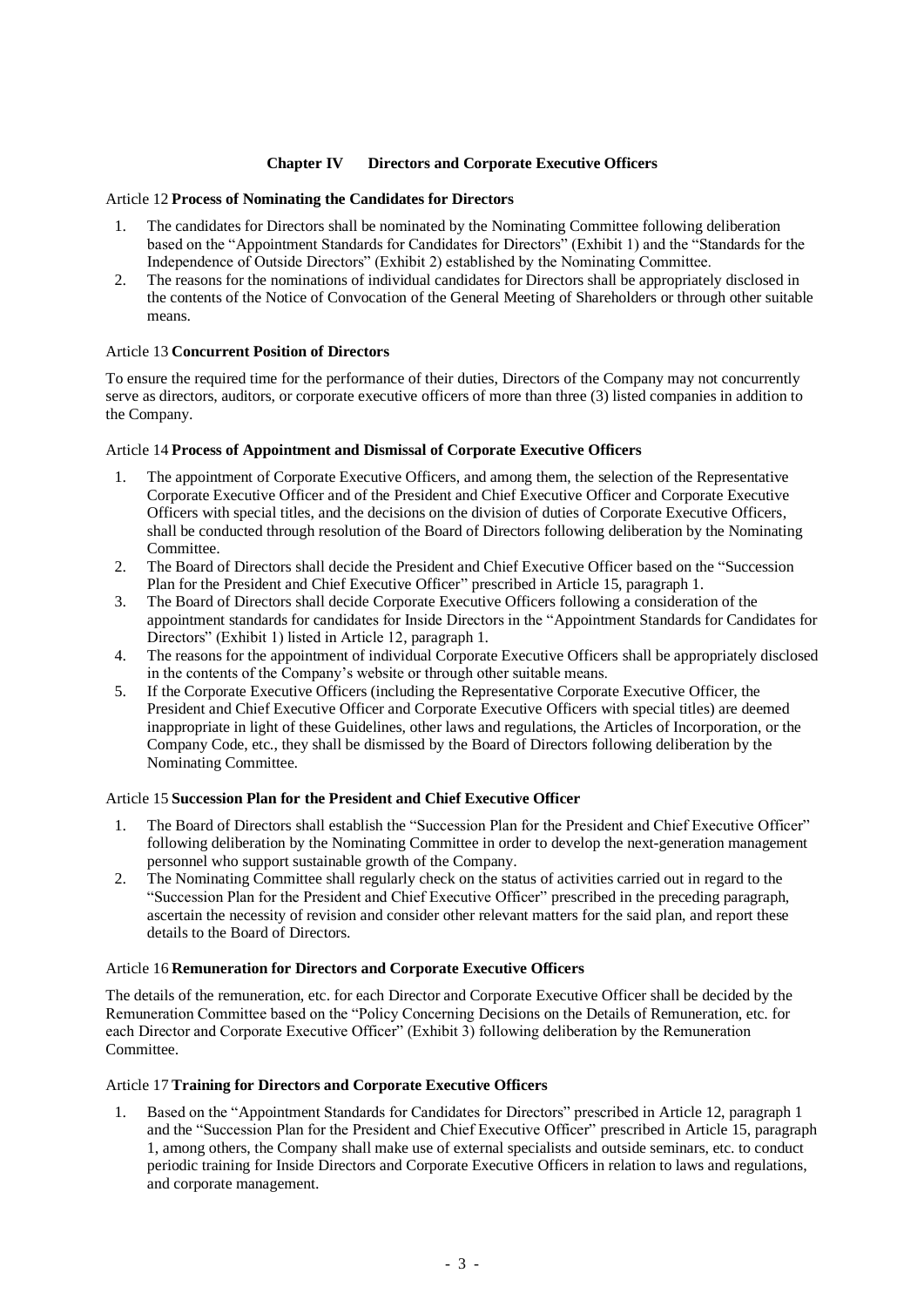## Chapter IV Directors and Corporate Executive Officers

### Article 12 **Process of Nominating the Candidates for Directors**

1. The candidates for Directors shall be nominated by the Nominating Committee following deliberation based on the "Appointment Standards for Candidates for Directors" (Exhibit 1) and the "Standards for the Independence of Outside Directors" (Exhibit 2) established by the Nominating Committee.
2. The reasons for the nominations of individual candidates for Directors shall be appropriately disclosed in the contents of the Notice of Convocation of the General Meeting of Shareholders or through other suitable means.

### Article 13 **Concurrent Position of Directors**

To ensure the required time for the performance of their duties, Directors of the Company may not concurrently serve as directors, auditors, or corporate executive officers of more than three (3) listed companies in addition to the Company.

### Article 14 **Process of Appointment and Dismissal of Corporate Executive Officers**

1. The appointment of Corporate Executive Officers, and among them, the selection of the Representative Corporate Executive Officer and of the President and Chief Executive Officer and Corporate Executive Officers with special titles, and the decisions on the division of duties of Corporate Executive Officers, shall be conducted through resolution of the Board of Directors following deliberation by the Nominating Committee.
2. The Board of Directors shall decide the President and Chief Executive Officer based on the "Succession Plan for the President and Chief Executive Officer" prescribed in Article 15, paragraph 1.
3. The Board of Directors shall decide Corporate Executive Officers following a consideration of the appointment standards for candidates for Inside Directors in the "Appointment Standards for Candidates for Directors" (Exhibit 1) listed in Article 12, paragraph 1.
4. The reasons for the appointment of individual Corporate Executive Officers shall be appropriately disclosed in the contents of the Company's website or through other suitable means.
5. If the Corporate Executive Officers (including the Representative Corporate Executive Officer, the President and Chief Executive Officer and Corporate Executive Officers with special titles) are deemed inappropriate in light of these Guidelines, other laws and regulations, the Articles of Incorporation, or the Company Code, etc., they shall be dismissed by the Board of Directors following deliberation by the Nominating Committee.

### Article 15 **Succession Plan for the President and Chief Executive Officer**

1. The Board of Directors shall establish the "Succession Plan for the President and Chief Executive Officer" following deliberation by the Nominating Committee in order to develop the next-generation management personnel who support sustainable growth of the Company.
2. The Nominating Committee shall regularly check on the status of activities carried out in regard to the "Succession Plan for the President and Chief Executive Officer" prescribed in the preceding paragraph, ascertain the necessity of revision and consider other relevant matters for the said plan, and report these details to the Board of Directors.

### Article 16 **Remuneration for Directors and Corporate Executive Officers**

The details of the remuneration, etc. for each Director and Corporate Executive Officer shall be decided by the Remuneration Committee based on the "Policy Concerning Decisions on the Details of Remuneration, etc. for each Director and Corporate Executive Officer" (Exhibit 3) following deliberation by the Remuneration Committee.

### Article 17 **Training for Directors and Corporate Executive Officers**

1. Based on the "Appointment Standards for Candidates for Directors" prescribed in Article 12, paragraph 1 and the "Succession Plan for the President and Chief Executive Officer" prescribed in Article 15, paragraph 1, among others, the Company shall make use of external specialists and outside seminars, etc. to conduct periodic training for Inside Directors and Corporate Executive Officers in relation to laws and regulations, and corporate management.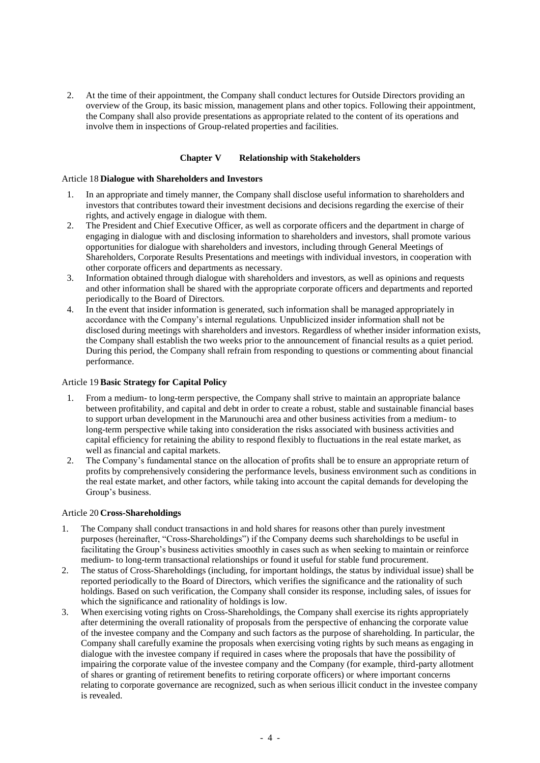2. At the time of their appointment, the Company shall conduct lectures for Outside Directors providing an overview of the Group, its basic mission, management plans and other topics. Following their appointment, the Company shall also provide presentations as appropriate related to the content of its operations and involve them in inspections of Group-related properties and facilities.

## Chapter V Relationship with Stakeholders

### Article 18 Dialogue with Shareholders and Investors

1. In an appropriate and timely manner, the Company shall disclose useful information to shareholders and investors that contributes toward their investment decisions and decisions regarding the exercise of their rights, and actively engage in dialogue with them.
2. The President and Chief Executive Officer, as well as corporate officers and the department in charge of engaging in dialogue with and disclosing information to shareholders and investors, shall promote various opportunities for dialogue with shareholders and investors, including through General Meetings of Shareholders, Corporate Results Presentations and meetings with individual investors, in cooperation with other corporate officers and departments as necessary.
3. Information obtained through dialogue with shareholders and investors, as well as opinions and requests and other information shall be shared with the appropriate corporate officers and departments and reported periodically to the Board of Directors.
4. In the event that insider information is generated, such information shall be managed appropriately in accordance with the Company's internal regulations. Unpublicized insider information shall not be disclosed during meetings with shareholders and investors. Regardless of whether insider information exists, the Company shall establish the two weeks prior to the announcement of financial results as a quiet period. During this period, the Company shall refrain from responding to questions or commenting about financial performance.

### Article 19 Basic Strategy for Capital Policy

1. From a medium- to long-term perspective, the Company shall strive to maintain an appropriate balance between profitability, and capital and debt in order to create a robust, stable and sustainable financial bases to support urban development in the Marunouchi area and other business activities from a medium- to long-term perspective while taking into consideration the risks associated with business activities and capital efficiency for retaining the ability to respond flexibly to fluctuations in the real estate market, as well as financial and capital markets.
2. The Company's fundamental stance on the allocation of profits shall be to ensure an appropriate return of profits by comprehensively considering the performance levels, business environment such as conditions in the real estate market, and other factors, while taking into account the capital demands for developing the Group's business.

### Article 20 Cross-Shareholdings

1. The Company shall conduct transactions in and hold shares for reasons other than purely investment purposes (hereinafter, "Cross-Shareholdings") if the Company deems such shareholdings to be useful in facilitating the Group's business activities smoothly in cases such as when seeking to maintain or reinforce medium- to long-term transactional relationships or found it useful for stable fund procurement.
2. The status of Cross-Shareholdings (including, for important holdings, the status by individual issue) shall be reported periodically to the Board of Directors, which verifies the significance and the rationality of such holdings. Based on such verification, the Company shall consider its response, including sales, of issues for which the significance and rationality of holdings is low.
3. When exercising voting rights on Cross-Shareholdings, the Company shall exercise its rights appropriately after determining the overall rationality of proposals from the perspective of enhancing the corporate value of the investee company and the Company and such factors as the purpose of shareholding. In particular, the Company shall carefully examine the proposals when exercising voting rights by such means as engaging in dialogue with the investee company if required in cases where the proposals that have the possibility of impairing the corporate value of the investee company and the Company (for example, third-party allotment of shares or granting of retirement benefits to retiring corporate officers) or where important concerns relating to corporate governance are recognized, such as when serious illicit conduct in the investee company is revealed.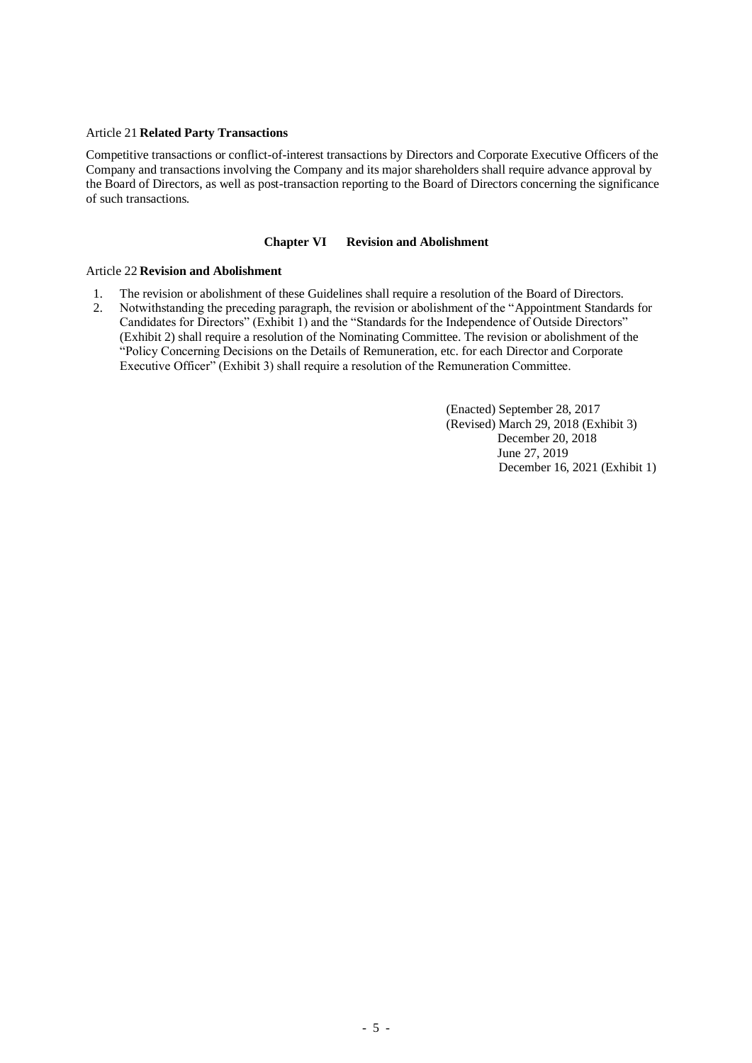Article 21 **Related Party Transactions**

Competitive transactions or conflict-of-interest transactions by Directors and Corporate Executive Officers of the Company and transactions involving the Company and its major shareholders shall require advance approval by the Board of Directors, as well as post-transaction reporting to the Board of Directors concerning the significance of such transactions.

## Chapter VI Revision and Abolishment

Article 22 **Revision and Abolishment**

1. The revision or abolishment of these Guidelines shall require a resolution of the Board of Directors.
2. Notwithstanding the preceding paragraph, the revision or abolishment of the "Appointment Standards for Candidates for Directors" (Exhibit 1) and the "Standards for the Independence of Outside Directors" (Exhibit 2) shall require a resolution of the Nominating Committee. The revision or abolishment of the "Policy Concerning Decisions on the Details of Remuneration, etc. for each Director and Corporate Executive Officer" (Exhibit 3) shall require a resolution of the Remuneration Committee.

(Enacted) September 28, 2017
(Revised) March 29, 2018 (Exhibit 3)
December 20, 2018
June 27, 2019
December 16, 2021 (Exhibit 1)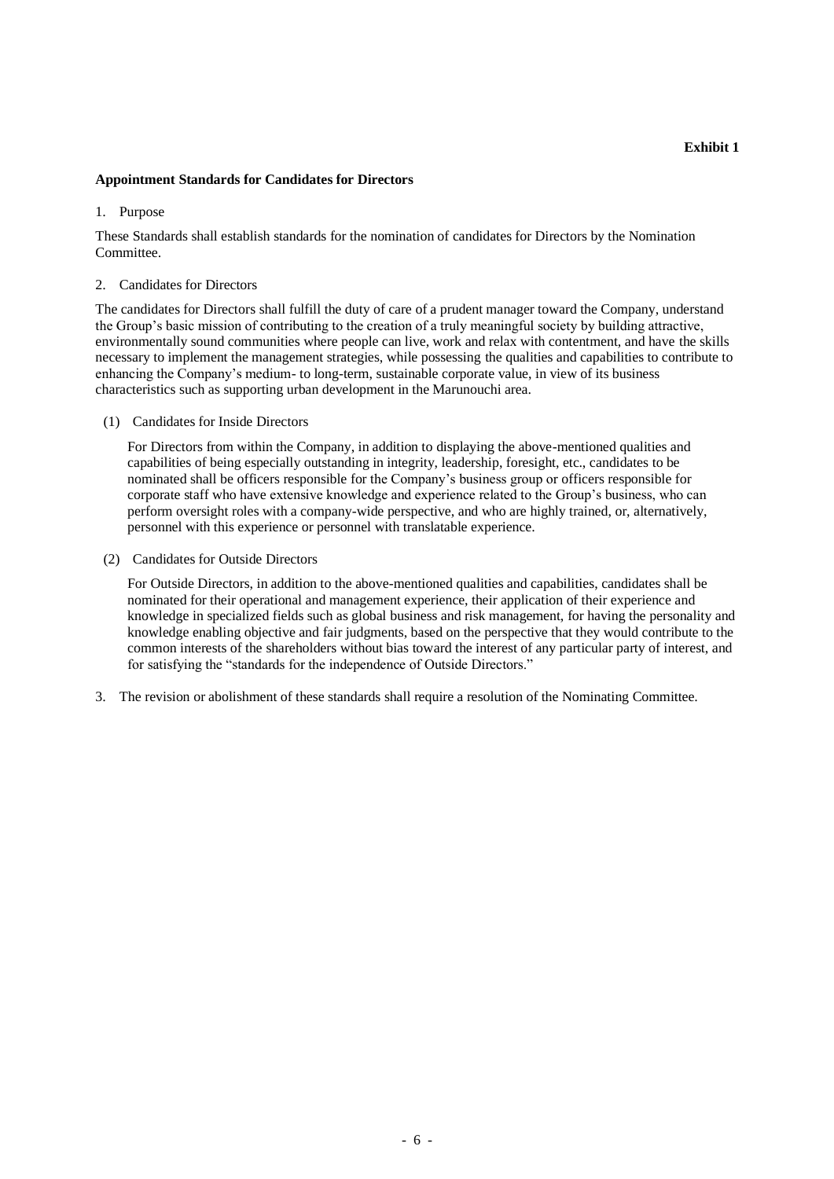**Exhibit 1**

**Appointment Standards for Candidates for Directors**

1. Purpose

These Standards shall establish standards for the nomination of candidates for Directors by the Nomination Committee.

2. Candidates for Directors

The candidates for Directors shall fulfill the duty of care of a prudent manager toward the Company, understand the Group's basic mission of contributing to the creation of a truly meaningful society by building attractive, environmentally sound communities where people can live, work and relax with contentment, and have the skills necessary to implement the management strategies, while possessing the qualities and capabilities to contribute to enhancing the Company's medium- to long-term, sustainable corporate value, in view of its business characteristics such as supporting urban development in the Marunouchi area.

(1) Candidates for Inside Directors

For Directors from within the Company, in addition to displaying the above-mentioned qualities and capabilities of being especially outstanding in integrity, leadership, foresight, etc., candidates to be nominated shall be officers responsible for the Company's business group or officers responsible for corporate staff who have extensive knowledge and experience related to the Group's business, who can perform oversight roles with a company-wide perspective, and who are highly trained, or, alternatively, personnel with this experience or personnel with translatable experience.

(2) Candidates for Outside Directors

For Outside Directors, in addition to the above-mentioned qualities and capabilities, candidates shall be nominated for their operational and management experience, their application of their experience and knowledge in specialized fields such as global business and risk management, for having the personality and knowledge enabling objective and fair judgments, based on the perspective that they would contribute to the common interests of the shareholders without bias toward the interest of any particular party of interest, and for satisfying the "standards for the independence of Outside Directors."

3. The revision or abolishment of these standards shall require a resolution of the Nominating Committee.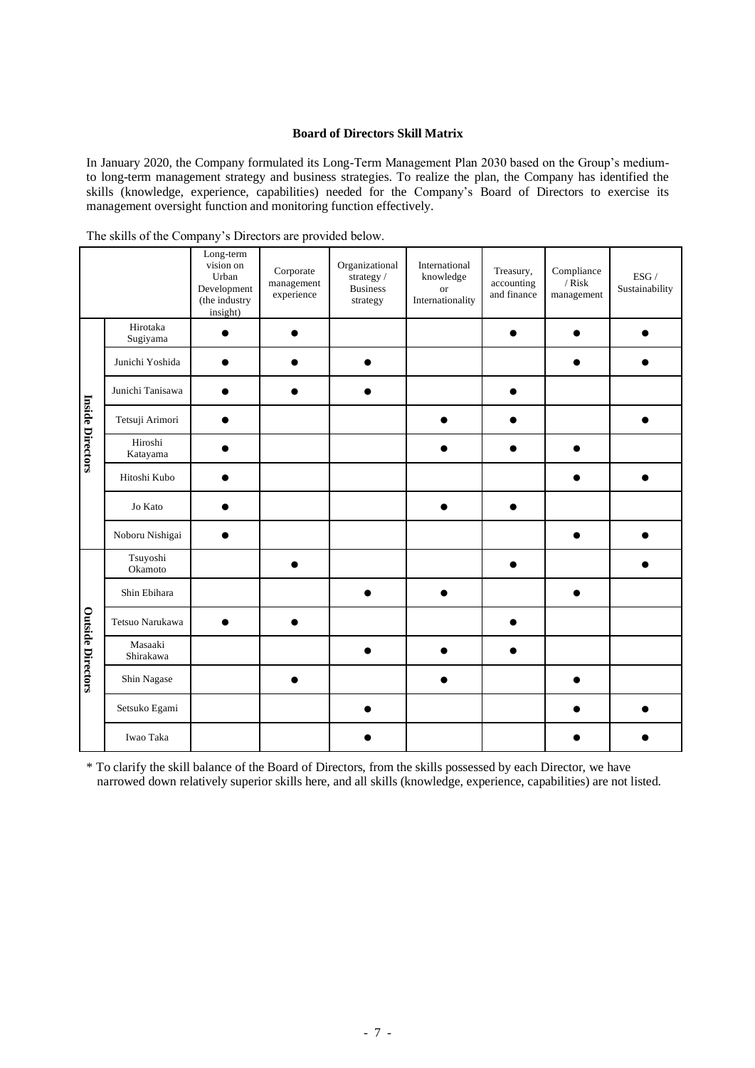**Board of Directors Skill Matrix**

In January 2020, the Company formulated its Long-Term Management Plan 2030 based on the Group's medium- to long-term management strategy and business strategies. To realize the plan, the Company has identified the skills (knowledge, experience, capabilities) needed for the Company's Board of Directors to exercise its management oversight function and monitoring function effectively.

The skills of the Company's Directors are provided below.

| | | Long-term vision on Urban Development (the industry insight) | Corporate management experience | Organizational strategy / Business strategy | International knowledge or Internationality | Treasury, accounting and finance | Compliance / Risk management | ESG / Sustainability |
|---|---|---|---|---|---|---|---|---|
| Inside Directors | Hirotaka Sugiyama | ● | ● | | | ● | ● | ● |
| | Junichi Yoshida | ● | ● | ● | | | ● | ● |
| | Junichi Tanisawa | ● | ● | ● | | ● | | |
| | Tetsuji Arimori | ● | | | ● | ● | | ● |
| | Hiroshi Katayama | ● | | | ● | ● | ● | |
| | Hitoshi Kubo | ● | | | | | ● | ● |
| | Jo Kato | ● | | | ● | ● | | |
| | Noboru Nishigai | ● | | | | | ● | ● |
| Outside Directors | Tsuyoshi Okamoto | | ● | | | ● | | ● |
| | Shin Ebihara | | | ● | ● | | ● | |
| | Tetsuo Narukawa | ● | ● | | | ● | | |
| | Masaaki Shirakawa | | | ● | ● | ● | | |
| | Shin Nagase | | ● | | ● | | ● | |
| | Setsuko Egami | | | ● | | | ● | ● |
| | Iwao Taka | | | ● | | | ● | ● |

\* To clarify the skill balance of the Board of Directors, from the skills possessed by each Director, we have narrowed down relatively superior skills here, and all skills (knowledge, experience, capabilities) are not listed.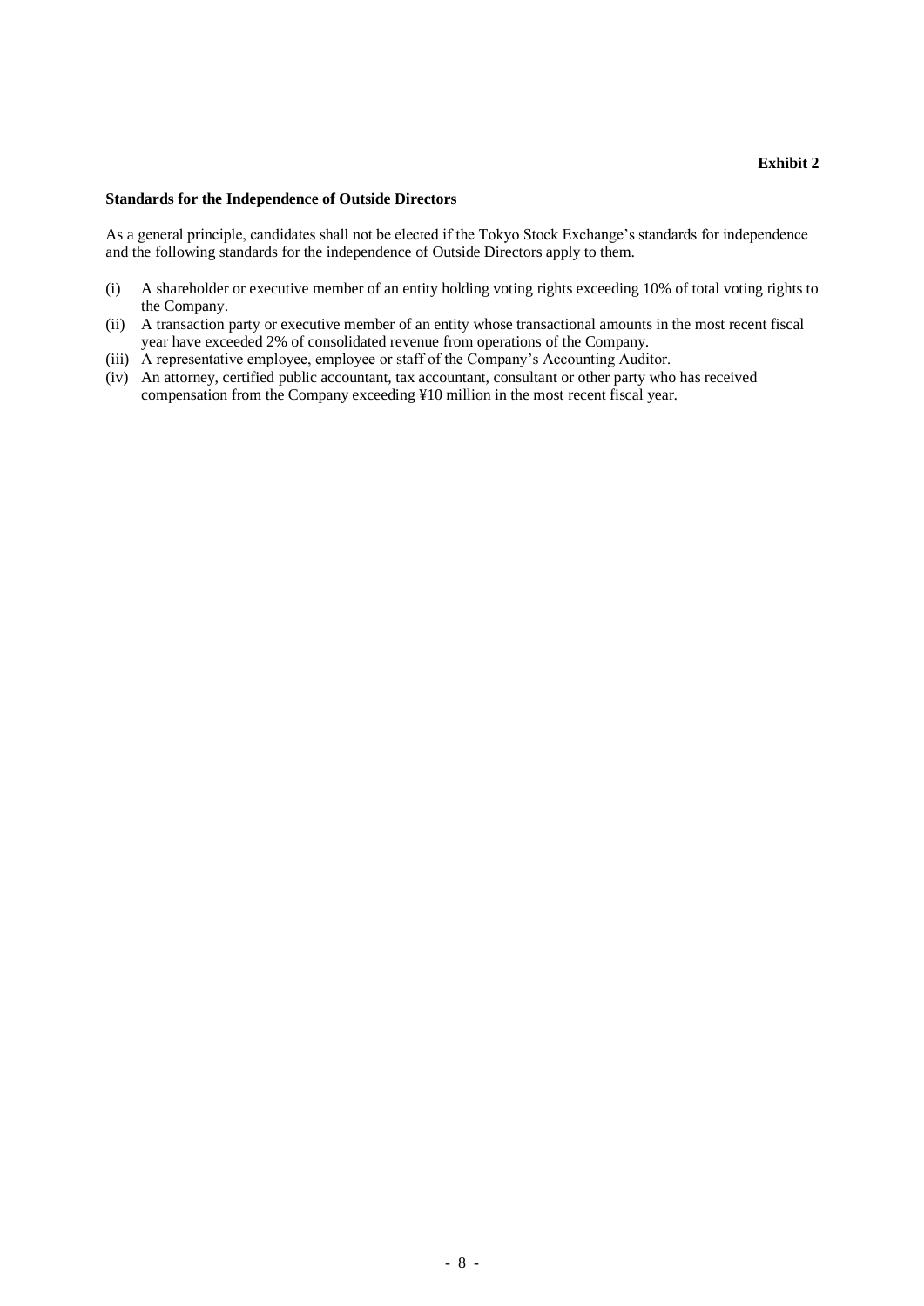**Exhibit 2**

**Standards for the Independence of Outside Directors**

As a general principle, candidates shall not be elected if the Tokyo Stock Exchange's standards for independence and the following standards for the independence of Outside Directors apply to them.

(i) A shareholder or executive member of an entity holding voting rights exceeding 10% of total voting rights to the Company.

(ii) A transaction party or executive member of an entity whose transactional amounts in the most recent fiscal year have exceeded 2% of consolidated revenue from operations of the Company.

(iii) A representative employee, employee or staff of the Company's Accounting Auditor.

(iv) An attorney, certified public accountant, tax accountant, consultant or other party who has received compensation from the Company exceeding ¥10 million in the most recent fiscal year.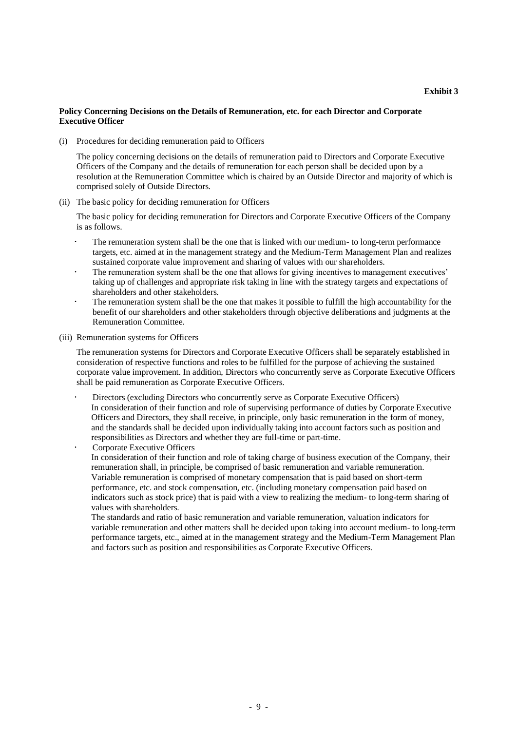**Exhibit 3**

**Policy Concerning Decisions on the Details of Remuneration, etc. for each Director and Corporate Executive Officer**

(i) Procedures for deciding remuneration paid to Officers

The policy concerning decisions on the details of remuneration paid to Directors and Corporate Executive Officers of the Company and the details of remuneration for each person shall be decided upon by a resolution at the Remuneration Committee which is chaired by an Outside Director and majority of which is comprised solely of Outside Directors.

(ii) The basic policy for deciding remuneration for Officers

The basic policy for deciding remuneration for Directors and Corporate Executive Officers of the Company is as follows.

- The remuneration system shall be the one that is linked with our medium- to long-term performance targets, etc. aimed at in the management strategy and the Medium-Term Management Plan and realizes sustained corporate value improvement and sharing of values with our shareholders.
- The remuneration system shall be the one that allows for giving incentives to management executives' taking up of challenges and appropriate risk taking in line with the strategy targets and expectations of shareholders and other stakeholders.
- The remuneration system shall be the one that makes it possible to fulfill the high accountability for the benefit of our shareholders and other stakeholders through objective deliberations and judgments at the Remuneration Committee.

(iii) Remuneration systems for Officers

The remuneration systems for Directors and Corporate Executive Officers shall be separately established in consideration of respective functions and roles to be fulfilled for the purpose of achieving the sustained corporate value improvement. In addition, Directors who concurrently serve as Corporate Executive Officers shall be paid remuneration as Corporate Executive Officers.

- Directors (excluding Directors who concurrently serve as Corporate Executive Officers)
  In consideration of their function and role of supervising performance of duties by Corporate Executive Officers and Directors, they shall receive, in principle, only basic remuneration in the form of money, and the standards shall be decided upon individually taking into account factors such as position and responsibilities as Directors and whether they are full-time or part-time.
- Corporate Executive Officers
  In consideration of their function and role of taking charge of business execution of the Company, their remuneration shall, in principle, be comprised of basic remuneration and variable remuneration. Variable remuneration is comprised of monetary compensation that is paid based on short-term performance, etc. and stock compensation, etc. (including monetary compensation paid based on indicators such as stock price) that is paid with a view to realizing the medium- to long-term sharing of values with shareholders.
  The standards and ratio of basic remuneration and variable remuneration, valuation indicators for variable remuneration and other matters shall be decided upon taking into account medium- to long-term performance targets, etc., aimed at in the management strategy and the Medium-Term Management Plan and factors such as position and responsibilities as Corporate Executive Officers.